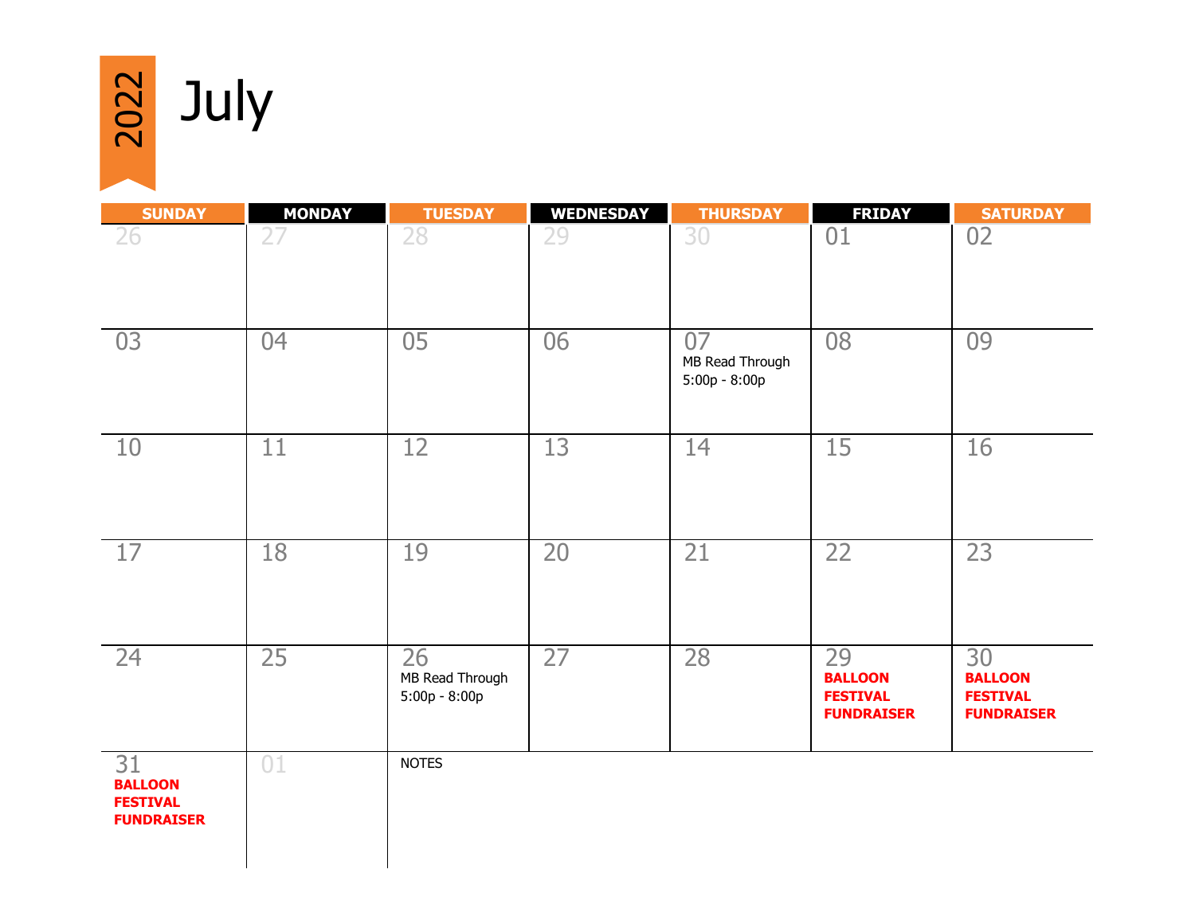# 2022 July

| SUNDAY | MONDAY | TUESDAY | WEDNESDAY | THURSDAY | FRIDAY | SATURDAY |
|---|---|---|---|---|---|---|
| 26 | 27 | 28 | 29 | 30 | 01 | 02 |
| 03 | 04 | 05 | 06 | 07 MB Read Through 5:00p - 8:00p | 08 | 09 |
| 10 | 11 | 12 | 13 | 14 | 15 | 16 |
| 17 | 18 | 19 | 20 | 21 | 22 | 23 |
| 24 | 25 | 26 MB Read Through 5:00p - 8:00p | 27 | 28 | 29 **BALLOON FESTIVAL FUNDRAISER** | 30 **BALLOON FESTIVAL FUNDRAISER** |
| 31 **BALLOON FESTIVAL FUNDRAISER** | 01 | NOTES | | | | |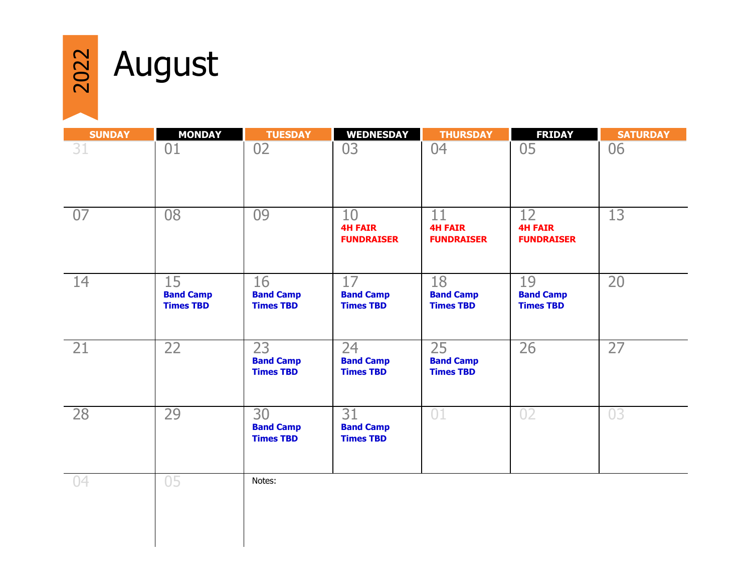# August 2022

| SUNDAY | MONDAY | TUESDAY | WEDNESDAY | THURSDAY | FRIDAY | SATURDAY |
|---|---|---|---|---|---|---|
| 31 | 01 | 02 | 03 | 04 | 05 | 06 |
| 07 | 08 | 09 | 10 **4H FAIR FUNDRAISER** | 11 **4H FAIR FUNDRAISER** | 12 **4H FAIR FUNDRAISER** | 13 |
| 14 | 15 **Band Camp Times TBD** | 16 **Band Camp Times TBD** | 17 **Band Camp Times TBD** | 18 **Band Camp Times TBD** | 19 **Band Camp Times TBD** | 20 |
| 21 | 22 | 23 **Band Camp Times TBD** | 24 **Band Camp Times TBD** | 25 **Band Camp Times TBD** | 26 | 27 |
| 28 | 29 | 30 **Band Camp Times TBD** | 31 **Band Camp Times TBD** | 01 | 02 | 03 |
| 04 | 05 | Notes: | | | | |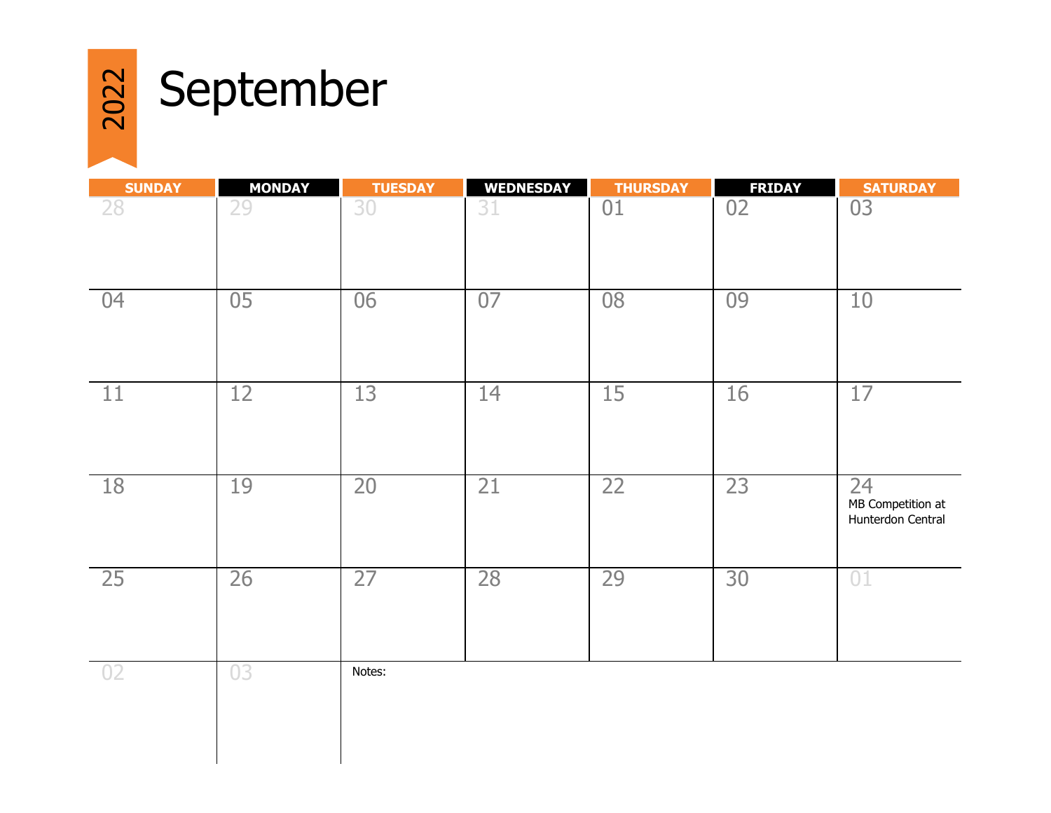# 2022 September

| SUNDAY | MONDAY | TUESDAY | WEDNESDAY | THURSDAY | FRIDAY | SATURDAY |
|---|---|---|---|---|---|---|
| 28 | 29 | 30 | 31 | 01 | 02 | 03 |
| 04 | 05 | 06 | 07 | 08 | 09 | 10 |
| 11 | 12 | 13 | 14 | 15 | 16 | 17 |
| 18 | 19 | 20 | 21 | 22 | 23 | 24 MB Competition at Hunterdon Central |
| 25 | 26 | 27 | 28 | 29 | 30 | 01 |
| 02 | 03 | Notes: | | | | |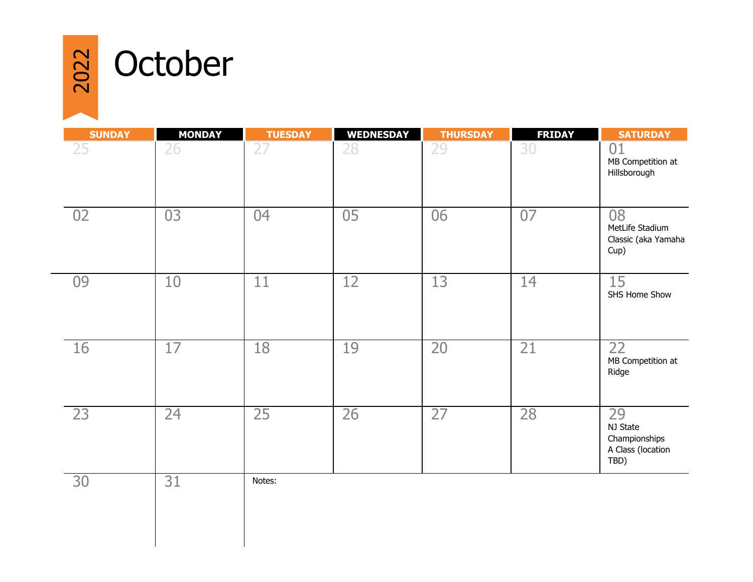# 2022 October

| SUNDAY | MONDAY | TUESDAY | WEDNESDAY | THURSDAY | FRIDAY | SATURDAY |
|---|---|---|---|---|---|---|
| 25 | 26 | 27 | 28 | 29 | 30 | 01 MB Competition at Hillsborough |
| 02 | 03 | 04 | 05 | 06 | 07 | 08 MetLife Stadium Classic (aka Yamaha Cup) |
| 09 | 10 | 11 | 12 | 13 | 14 | 15 SHS Home Show |
| 16 | 17 | 18 | 19 | 20 | 21 | 22 MB Competition at Ridge |
| 23 | 24 | 25 | 26 | 27 | 28 | 29 NJ State Championships A Class (location TBD) |
| 30 | 31 | Notes: | | | | |